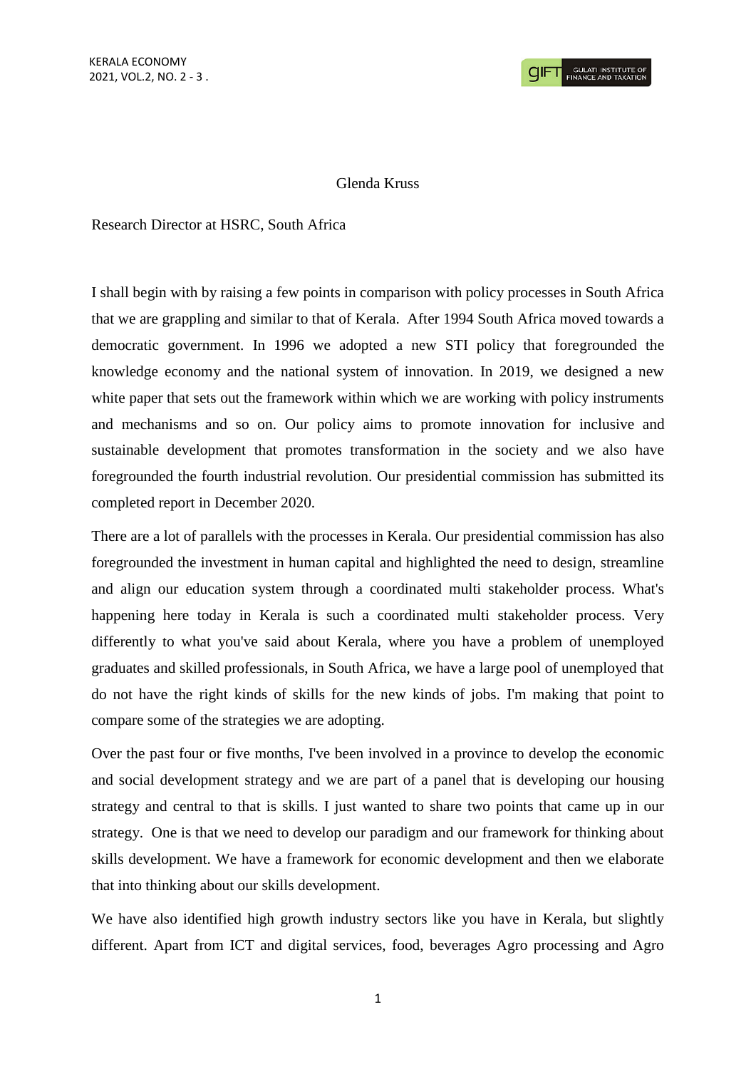Glenda Kruss

Research Director at HSRC, South Africa

I shall begin with by raising a few points in comparison with policy processes in South Africa that we are grappling and similar to that of Kerala. After 1994 South Africa moved towards a democratic government. In 1996 we adopted a new STI policy that foregrounded the knowledge economy and the national system of innovation. In 2019, we designed a new white paper that sets out the framework within which we are working with policy instruments and mechanisms and so on. Our policy aims to promote innovation for inclusive and sustainable development that promotes transformation in the society and we also have foregrounded the fourth industrial revolution. Our presidential commission has submitted its completed report in December 2020.

There are a lot of parallels with the processes in Kerala. Our presidential commission has also foregrounded the investment in human capital and highlighted the need to design, streamline and align our education system through a coordinated multi stakeholder process. What's happening here today in Kerala is such a coordinated multi stakeholder process. Very differently to what you've said about Kerala, where you have a problem of unemployed graduates and skilled professionals, in South Africa, we have a large pool of unemployed that do not have the right kinds of skills for the new kinds of jobs. I'm making that point to compare some of the strategies we are adopting.

Over the past four or five months, I've been involved in a province to develop the economic and social development strategy and we are part of a panel that is developing our housing strategy and central to that is skills. I just wanted to share two points that came up in our strategy. One is that we need to develop our paradigm and our framework for thinking about skills development. We have a framework for economic development and then we elaborate that into thinking about our skills development.

We have also identified high growth industry sectors like you have in Kerala, but slightly different. Apart from ICT and digital services, food, beverages Agro processing and Agro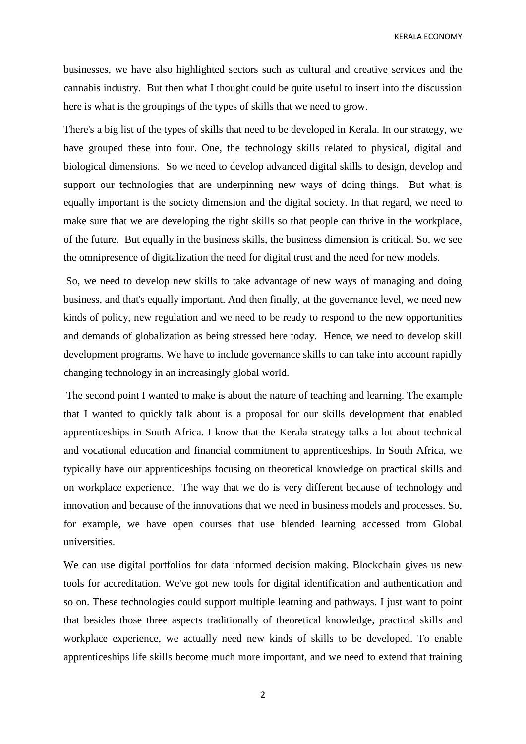businesses, we have also highlighted sectors such as cultural and creative services and the cannabis industry. But then what I thought could be quite useful to insert into the discussion here is what is the groupings of the types of skills that we need to grow.

There's a big list of the types of skills that need to be developed in Kerala. In our strategy, we have grouped these into four. One, the technology skills related to physical, digital and biological dimensions. So we need to develop advanced digital skills to design, develop and support our technologies that are underpinning new ways of doing things. But what is equally important is the society dimension and the digital society. In that regard, we need to make sure that we are developing the right skills so that people can thrive in the workplace, of the future. But equally in the business skills, the business dimension is critical. So, we see the omnipresence of digitalization the need for digital trust and the need for new models.

So, we need to develop new skills to take advantage of new ways of managing and doing business, and that's equally important. And then finally, at the governance level, we need new kinds of policy, new regulation and we need to be ready to respond to the new opportunities and demands of globalization as being stressed here today. Hence, we need to develop skill development programs. We have to include governance skills to can take into account rapidly changing technology in an increasingly global world.

The second point I wanted to make is about the nature of teaching and learning. The example that I wanted to quickly talk about is a proposal for our skills development that enabled apprenticeships in South Africa. I know that the Kerala strategy talks a lot about technical and vocational education and financial commitment to apprenticeships. In South Africa, we typically have our apprenticeships focusing on theoretical knowledge on practical skills and on workplace experience. The way that we do is very different because of technology and innovation and because of the innovations that we need in business models and processes. So, for example, we have open courses that use blended learning accessed from Global universities.

We can use digital portfolios for data informed decision making. Blockchain gives us new tools for accreditation. We've got new tools for digital identification and authentication and so on. These technologies could support multiple learning and pathways. I just want to point that besides those three aspects traditionally of theoretical knowledge, practical skills and workplace experience, we actually need new kinds of skills to be developed. To enable apprenticeships life skills become much more important, and we need to extend that training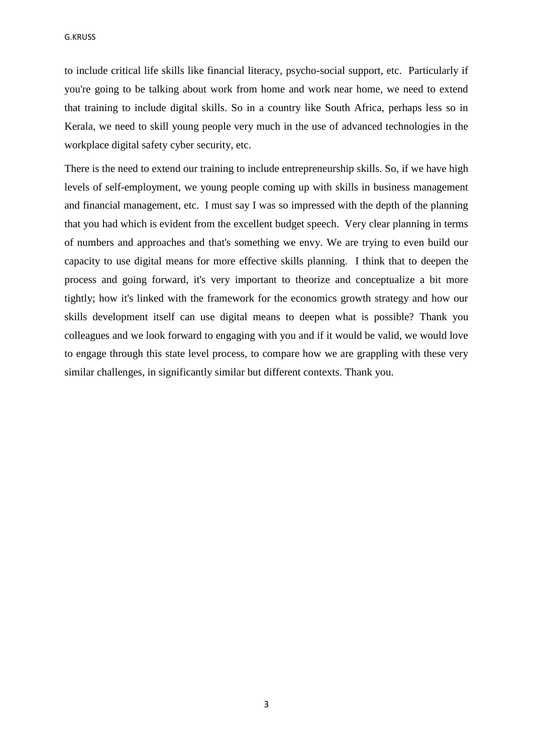to include critical life skills like financial literacy, psycho-social support, etc. Particularly if you're going to be talking about work from home and work near home, we need to extend that training to include digital skills. So in a country like South Africa, perhaps less so in Kerala, we need to skill young people very much in the use of advanced technologies in the workplace digital safety cyber security, etc.

There is the need to extend our training to include entrepreneurship skills. So, if we have high levels of self-employment, we young people coming up with skills in business management and financial management, etc. I must say I was so impressed with the depth of the planning that you had which is evident from the excellent budget speech. Very clear planning in terms of numbers and approaches and that's something we envy. We are trying to even build our capacity to use digital means for more effective skills planning. I think that to deepen the process and going forward, it's very important to theorize and conceptualize a bit more tightly; how it's linked with the framework for the economics growth strategy and how our skills development itself can use digital means to deepen what is possible? Thank you colleagues and we look forward to engaging with you and if it would be valid, we would love to engage through this state level process, to compare how we are grappling with these very similar challenges, in significantly similar but different contexts. Thank you.